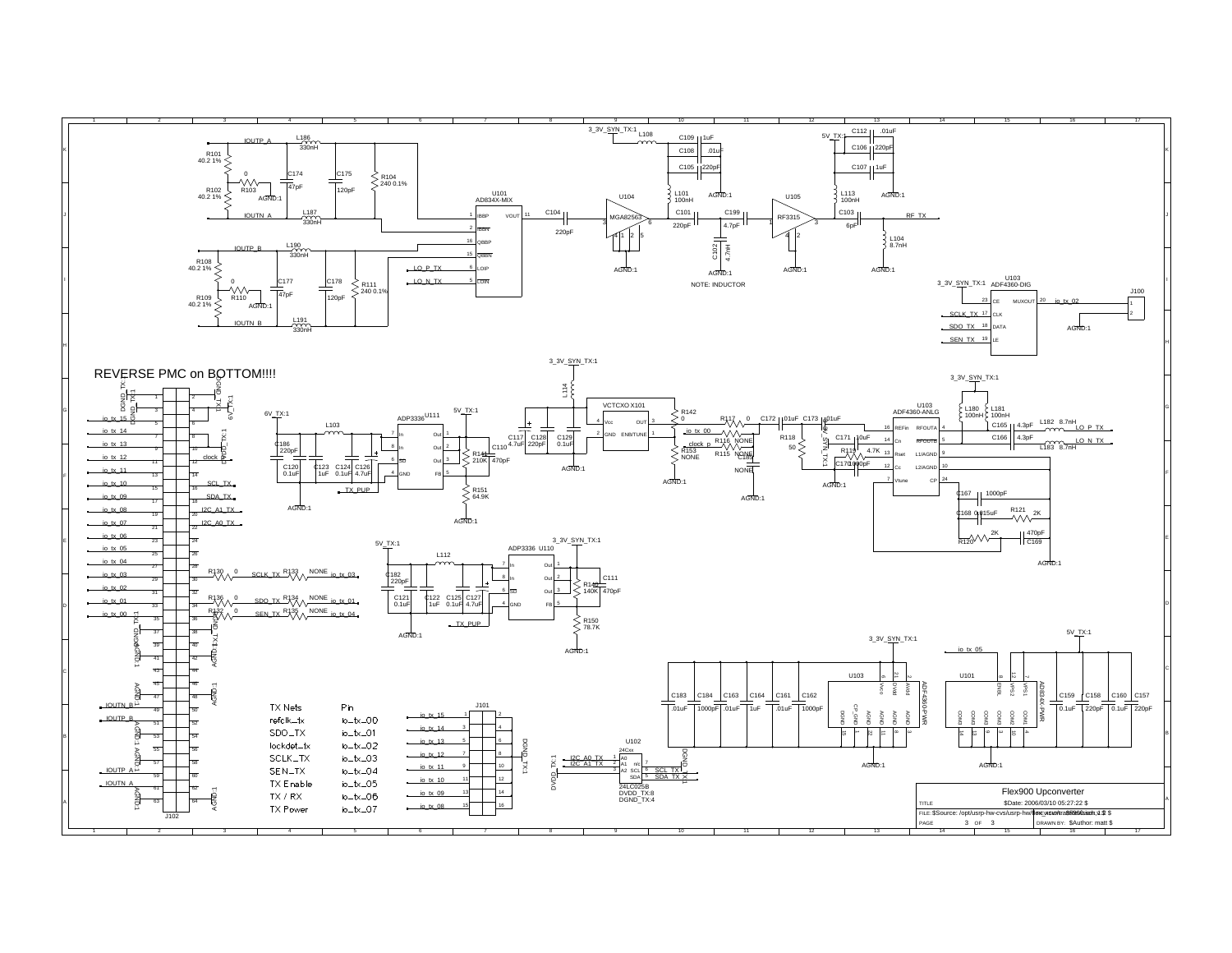REVERSE PMC on BOTTOM!!!!

| TX Nets | Pin |
| --- | --- |
| refclk_tx | io_tx_00 |
| SDO_TX | io_tx_01 |
| lockdet_tx | io_tx_02 |
| SCLK_TX | io_tx_03 |
| SEN_TX | io_tx_04 |
| TX Enable | io_tx_05 |
| TX / RX | io_tx_06 |
| TX Power | io_tx_07 |

NOTE: INDUCTOR

Flex900 Upconverter

TITLE $Date: 2006/03/10 05:27:22 $

FILE: $Source: /opt/usrp-hw-cvs/usrp-hw/flex_xcvr/tx.sch,v $

DRAWN BY: $Author: matt $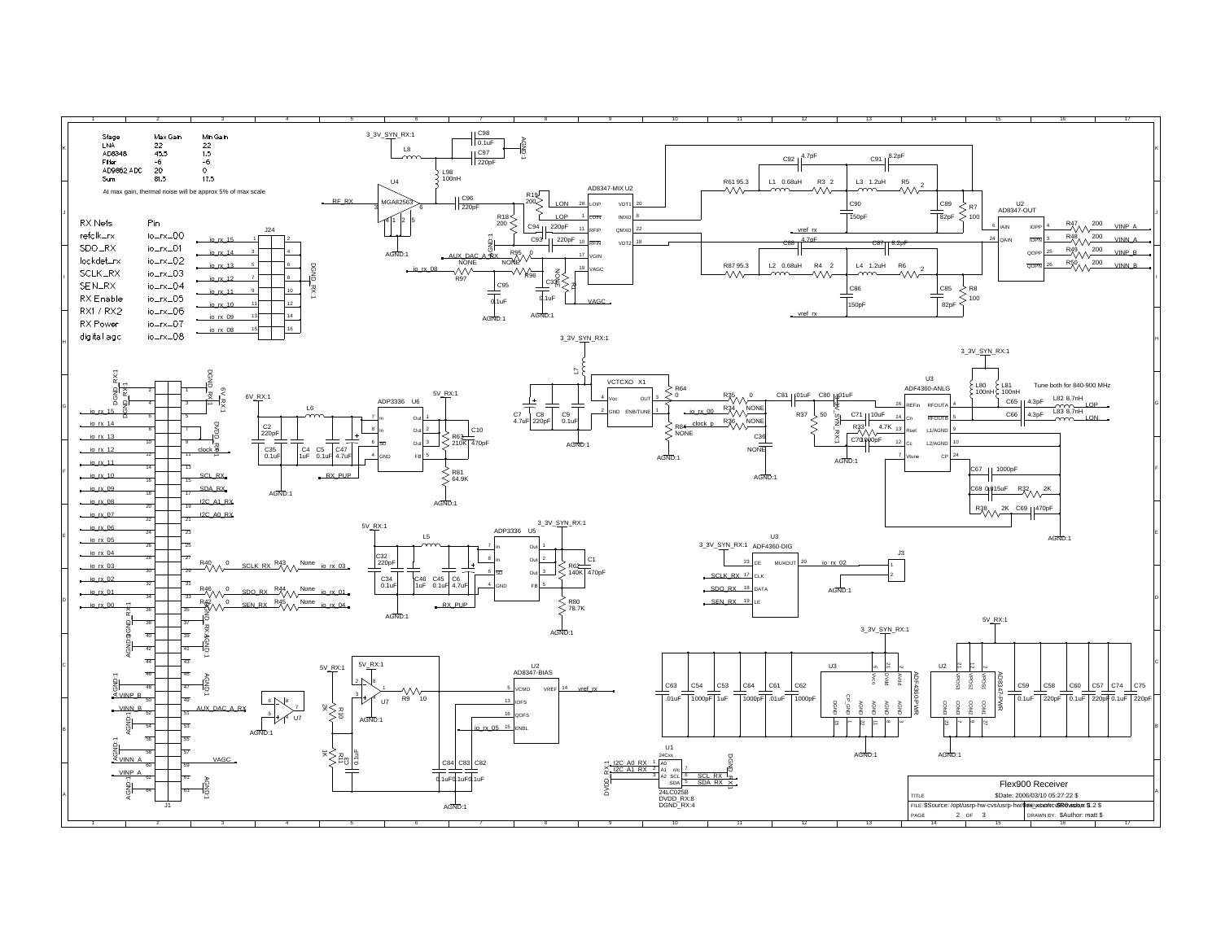| Stage | Max Gain | Min Gain |
| --- | --- | --- |
| LNA | 22 | 22 |
| AD8348 | 45.5 | 1.5 |
| Filter | -6 | -6 |
| AD9862 ADC | 20 | 0 |
| Sum | 81.5 | 17.5 |

At max gain, thermal noise will be approx 5% of max scale

| RX Nets | Pin |
| --- | --- |
| refclk_rx | io_rx_00 |
| SDO_RX | io_rx_01 |
| lockdet_rx | io_rx_02 |
| SCLK_RX | io_rx_03 |
| SEN_RX | io_rx_04 |
| RX Enable | io_rx_05 |
| RX1 / RX2 | io_rx_06 |
| RX Power | io_rx_07 |
| digital agc | io_rx_08 |

Tune both for 840-900 MHz

Flex900 Receiver

TITLE: $Date: 2006/03/10 05:27:22 $

FILE: $Source: /opt/usrp-hw-cvs/usrp-hw/flex_xcvr/flex900.sch,v $ REV: $Revision: 1.2 $

PAGE 2 OF 3 DRAWN BY: $Author: matt $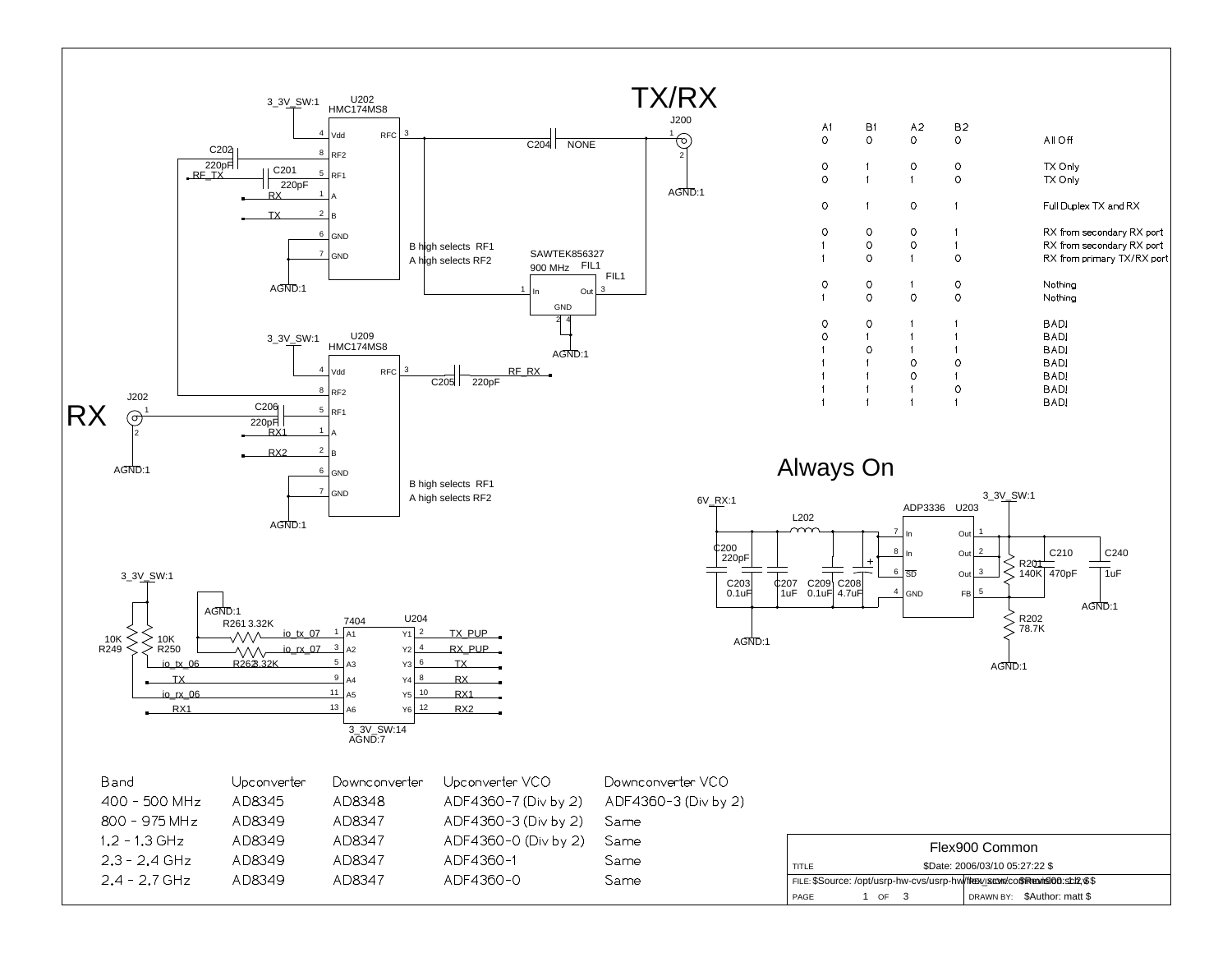# TX/RX

U202
HMC174MS8

3_3V_SW:1

| | | | | |
|---|---|---|---|---|
| A1 | B1 | A2 | B2 | |
| 0 | 0 | 0 | 0 | All Off |
| 0 | 1 | 0 | 0 | TX Only |
| 0 | 1 | 1 | 0 | TX Only |
| 0 | 1 | 0 | 1 | Full Duplex TX and RX |
| 0 | 0 | 0 | 1 | RX from secondary RX port |
| 1 | 0 | 0 | 1 | RX from secondary RX port |
| 1 | 0 | 1 | 0 | RX from primary TX/RX port |
| 0 | 0 | 1 | 0 | Nothing |
| 1 | 0 | 0 | 0 | Nothing |
| 0 | 0 | 1 | 1 | BAD! |
| 0 | 1 | 1 | 1 | BAD! |
| 1 | 0 | 1 | 1 | BAD! |
| 1 | 1 | 0 | 0 | BAD! |
| 1 | 1 | 0 | 1 | BAD! |
| 1 | 1 | 1 | 0 | BAD! |
| 1 | 1 | 1 | 1 | BAD! |

B high selects RF1
A high selects RF2

SAWTEK856327
900 MHz FIL1

U209
HMC174MS8

# RX

B high selects RF1
A high selects RF2

# Always On

ADP3336 U203

| Band | Upconverter | Downconverter | Upconverter VCO | Downconverter VCO |
|---|---|---|---|---|
| 400 - 500 MHz | AD8345 | AD8348 | ADF4360-7 (Div by 2) | ADF4360-3 (Div by 2) |
| 800 - 975 MHz | AD8349 | AD8347 | ADF4360-3 (Div by 2) | Same |
| 1.2 - 1.3 GHz | AD8349 | AD8347 | ADF4360-0 (Div by 2) | Same |
| 2.3 - 2.4 GHz | AD8349 | AD8347 | ADF4360-1 | Same |
| 2.4 - 2.7 GHz | AD8349 | AD8347 | ADF4360-0 | Same |

TITLE: Flex900 Common
$Date: 2006/03/10 05:27:22 $
FILE: $Source: /opt/usrp-hw-cvs/usrp-hw/flex_sch/common.sch,v $ $Revision: 1.2 $
DRAWN BY: $Author: matt $